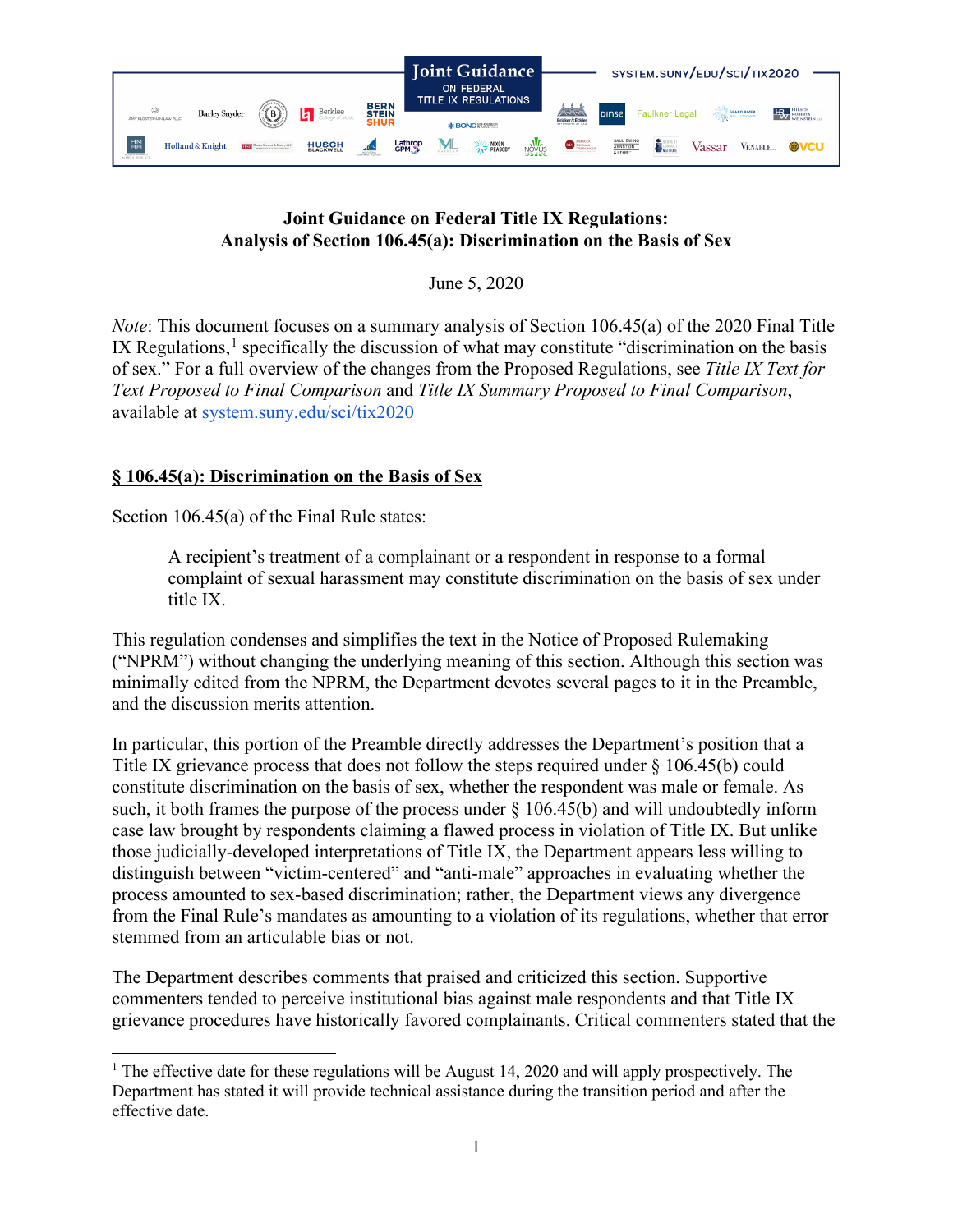Joint Guidance ON FEDERAL TITLE IX REGULATIONS

SYSTEM.SUNY/EDU/SCI/TIX2020

**Joint Guidance on Federal Title IX Regulations:**
**Analysis of Section 106.45(a): Discrimination on the Basis of Sex**

June 5, 2020

*Note*: This document focuses on a summary analysis of Section 106.45(a) of the 2020 Final Title IX Regulations,[1] specifically the discussion of what may constitute "discrimination on the basis of sex." For a full overview of the changes from the Proposed Regulations, see *Title IX Text for Text Proposed to Final Comparison* and *Title IX Summary Proposed to Final Comparison*, available at system.suny.edu/sci/tix2020

## § 106.45(a): Discrimination on the Basis of Sex

Section 106.45(a) of the Final Rule states:

> A recipient's treatment of a complainant or a respondent in response to a formal complaint of sexual harassment may constitute discrimination on the basis of sex under title IX.

This regulation condenses and simplifies the text in the Notice of Proposed Rulemaking ("NPRM") without changing the underlying meaning of this section. Although this section was minimally edited from the NPRM, the Department devotes several pages to it in the Preamble, and the discussion merits attention.

In particular, this portion of the Preamble directly addresses the Department's position that a Title IX grievance process that does not follow the steps required under § 106.45(b) could constitute discrimination on the basis of sex, whether the respondent was male or female. As such, it both frames the purpose of the process under § 106.45(b) and will undoubtedly inform case law brought by respondents claiming a flawed process in violation of Title IX. But unlike those judicially-developed interpretations of Title IX, the Department appears less willing to distinguish between "victim-centered" and "anti-male" approaches in evaluating whether the process amounted to sex-based discrimination; rather, the Department views any divergence from the Final Rule's mandates as amounting to a violation of its regulations, whether that error stemmed from an articulable bias or not.

The Department describes comments that praised and criticized this section. Supportive commenters tended to perceive institutional bias against male respondents and that Title IX grievance procedures have historically favored complainants. Critical commenters stated that the

[1] The effective date for these regulations will be August 14, 2020 and will apply prospectively. The Department has stated it will provide technical assistance during the transition period and after the effective date.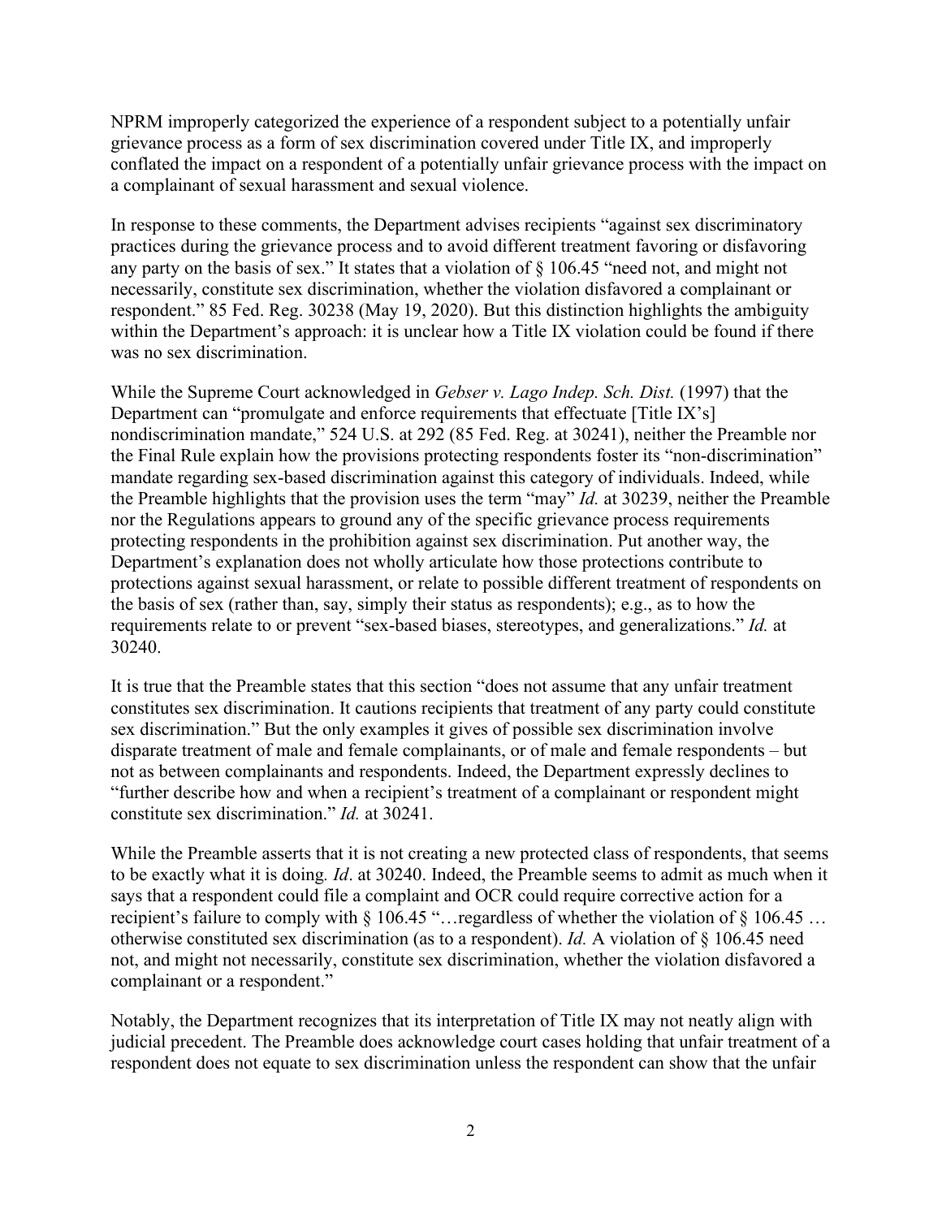NPRM improperly categorized the experience of a respondent subject to a potentially unfair grievance process as a form of sex discrimination covered under Title IX, and improperly conflated the impact on a respondent of a potentially unfair grievance process with the impact on a complainant of sexual harassment and sexual violence.

In response to these comments, the Department advises recipients "against sex discriminatory practices during the grievance process and to avoid different treatment favoring or disfavoring any party on the basis of sex." It states that a violation of § 106.45 "need not, and might not necessarily, constitute sex discrimination, whether the violation disfavored a complainant or respondent." 85 Fed. Reg. 30238 (May 19, 2020). But this distinction highlights the ambiguity within the Department's approach: it is unclear how a Title IX violation could be found if there was no sex discrimination.

While the Supreme Court acknowledged in *Gebser v. Lago Indep. Sch. Dist.* (1997) that the Department can "promulgate and enforce requirements that effectuate [Title IX's] nondiscrimination mandate," 524 U.S. at 292 (85 Fed. Reg. at 30241), neither the Preamble nor the Final Rule explain how the provisions protecting respondents foster its "non-discrimination" mandate regarding sex-based discrimination against this category of individuals. Indeed, while the Preamble highlights that the provision uses the term "may" *Id.* at 30239, neither the Preamble nor the Regulations appears to ground any of the specific grievance process requirements protecting respondents in the prohibition against sex discrimination. Put another way, the Department's explanation does not wholly articulate how those protections contribute to protections against sexual harassment, or relate to possible different treatment of respondents on the basis of sex (rather than, say, simply their status as respondents); e.g., as to how the requirements relate to or prevent "sex-based biases, stereotypes, and generalizations." *Id.* at 30240.

It is true that the Preamble states that this section "does not assume that any unfair treatment constitutes sex discrimination. It cautions recipients that treatment of any party could constitute sex discrimination." But the only examples it gives of possible sex discrimination involve disparate treatment of male and female complainants, or of male and female respondents – but not as between complainants and respondents. Indeed, the Department expressly declines to "further describe how and when a recipient's treatment of a complainant or respondent might constitute sex discrimination." *Id.* at 30241.

While the Preamble asserts that it is not creating a new protected class of respondents, that seems to be exactly what it is doing*. Id*. at 30240. Indeed, the Preamble seems to admit as much when it says that a respondent could file a complaint and OCR could require corrective action for a recipient's failure to comply with § 106.45 "…regardless of whether the violation of § 106.45 … otherwise constituted sex discrimination (as to a respondent). *Id.* A violation of § 106.45 need not, and might not necessarily, constitute sex discrimination, whether the violation disfavored a complainant or a respondent."

Notably, the Department recognizes that its interpretation of Title IX may not neatly align with judicial precedent. The Preamble does acknowledge court cases holding that unfair treatment of a respondent does not equate to sex discrimination unless the respondent can show that the unfair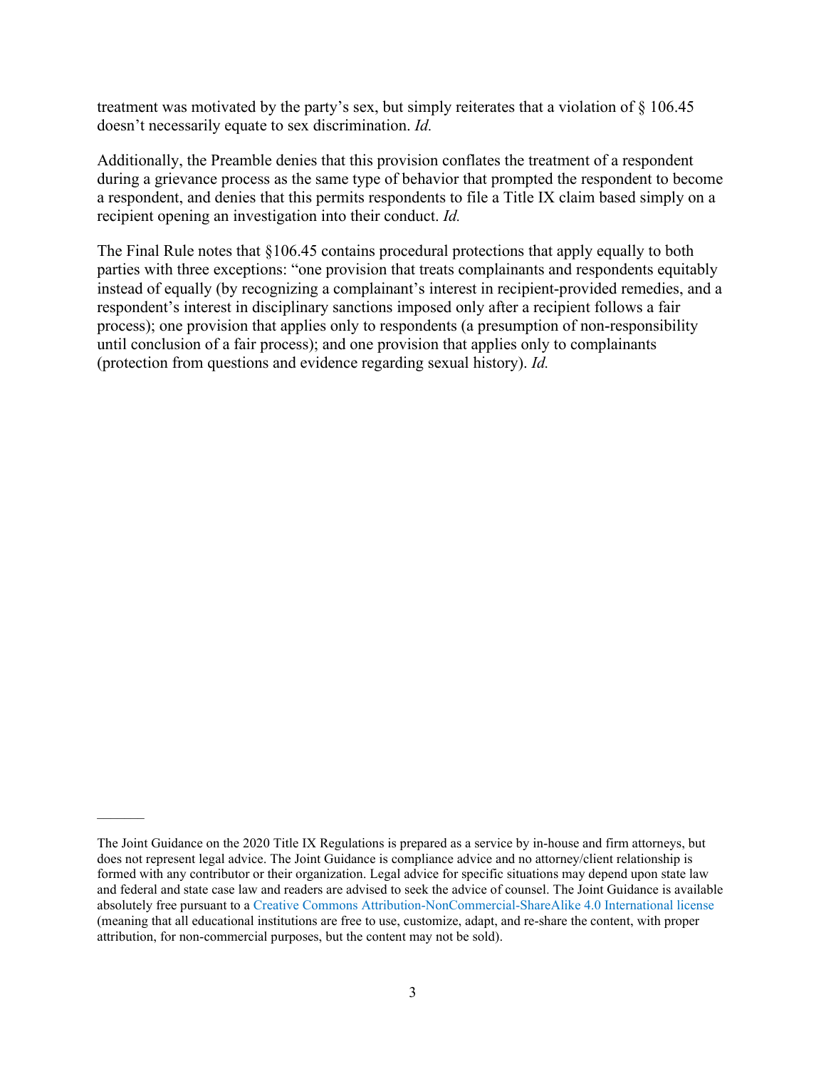treatment was motivated by the party's sex, but simply reiterates that a violation of § 106.45 doesn't necessarily equate to sex discrimination. *Id.*

Additionally, the Preamble denies that this provision conflates the treatment of a respondent during a grievance process as the same type of behavior that prompted the respondent to become a respondent, and denies that this permits respondents to file a Title IX claim based simply on a recipient opening an investigation into their conduct. *Id.*

The Final Rule notes that §106.45 contains procedural protections that apply equally to both parties with three exceptions: "one provision that treats complainants and respondents equitably instead of equally (by recognizing a complainant's interest in recipient-provided remedies, and a respondent's interest in disciplinary sanctions imposed only after a recipient follows a fair process); one provision that applies only to respondents (a presumption of non-responsibility until conclusion of a fair process); and one provision that applies only to complainants (protection from questions and evidence regarding sexual history). *Id.*

---

The Joint Guidance on the 2020 Title IX Regulations is prepared as a service by in-house and firm attorneys, but does not represent legal advice. The Joint Guidance is compliance advice and no attorney/client relationship is formed with any contributor or their organization. Legal advice for specific situations may depend upon state law and federal and state case law and readers are advised to seek the advice of counsel. The Joint Guidance is available absolutely free pursuant to a Creative Commons Attribution-NonCommercial-ShareAlike 4.0 International license (meaning that all educational institutions are free to use, customize, adapt, and re-share the content, with proper attribution, for non-commercial purposes, but the content may not be sold).